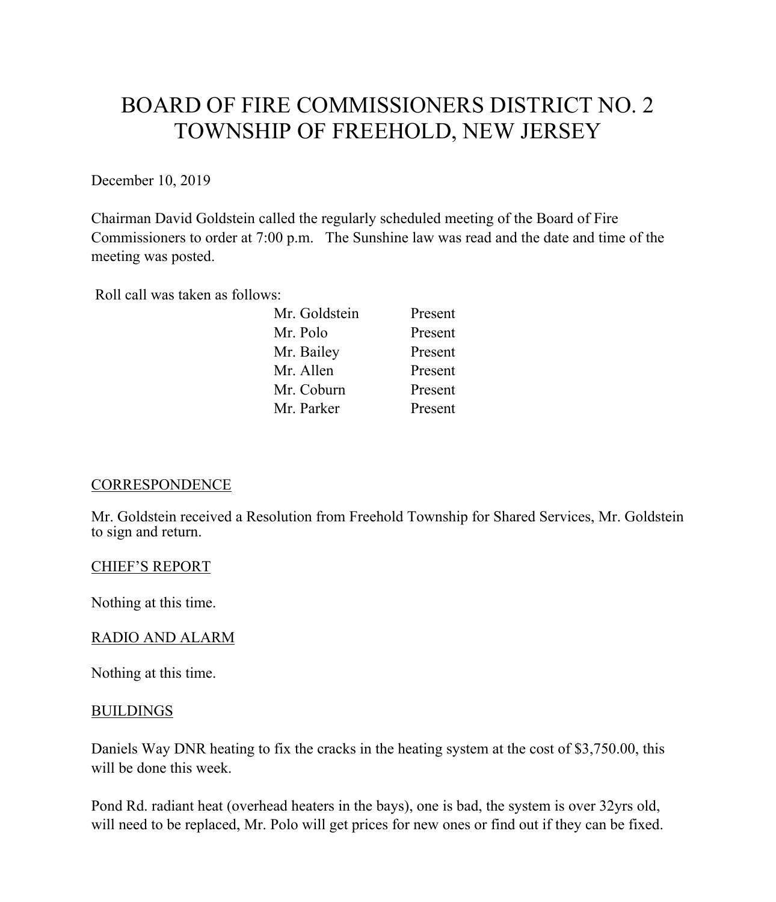# BOARD OF FIRE COMMISSIONERS DISTRICT NO. 2
# TOWNSHIP OF FREEHOLD, NEW JERSEY

December 10, 2019

Chairman David Goldstein called the regularly scheduled meeting of the Board of Fire Commissioners to order at 7:00 p.m. The Sunshine law was read and the date and time of the meeting was posted.

Roll call was taken as follows:

| | |
|---|---|
| Mr. Goldstein | Present |
| Mr. Polo | Present |
| Mr. Bailey | Present |
| Mr. Allen | Present |
| Mr. Coburn | Present |
| Mr. Parker | Present |

## CORRESPONDENCE

Mr. Goldstein received a Resolution from Freehold Township for Shared Services, Mr. Goldstein to sign and return.

## CHIEF'S REPORT

Nothing at this time.

## RADIO AND ALARM

Nothing at this time.

## BUILDINGS

Daniels Way DNR heating to fix the cracks in the heating system at the cost of $3,750.00, this will be done this week.

Pond Rd. radiant heat (overhead heaters in the bays), one is bad, the system is over 32yrs old, will need to be replaced, Mr. Polo will get prices for new ones or find out if they can be fixed.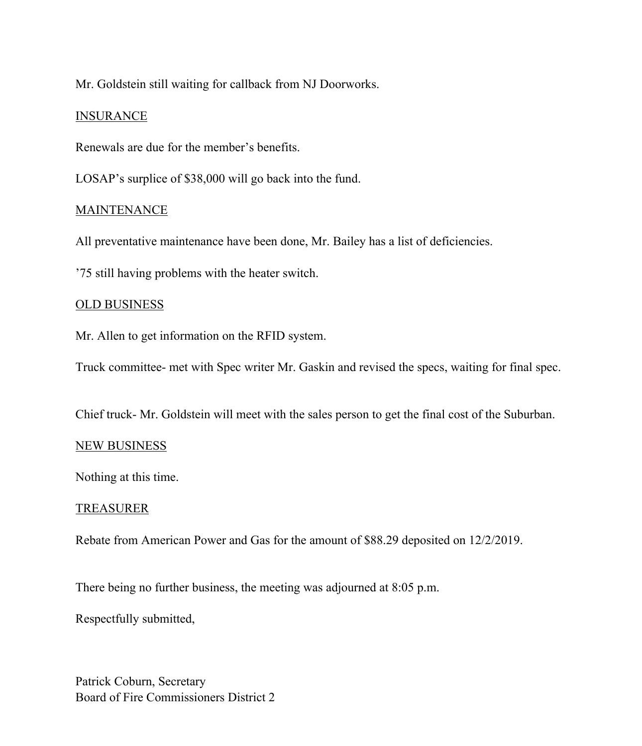Mr. Goldstein still waiting for callback from NJ Doorworks.

INSURANCE

Renewals are due for the member's benefits.

LOSAP's surplice of $38,000 will go back into the fund.

MAINTENANCE

All preventative maintenance have been done, Mr. Bailey has a list of deficiencies.

'75 still having problems with the heater switch.

OLD BUSINESS

Mr. Allen to get information on the RFID system.

Truck committee- met with Spec writer Mr. Gaskin and revised the specs, waiting for final spec.

Chief truck- Mr. Goldstein will meet with the sales person to get the final cost of the Suburban.

NEW BUSINESS

Nothing at this time.

TREASURER

Rebate from American Power and Gas for the amount of $88.29 deposited on 12/2/2019.

There being no further business, the meeting was adjourned at 8:05 p.m.

Respectfully submitted,

Patrick Coburn, Secretary
Board of Fire Commissioners District 2